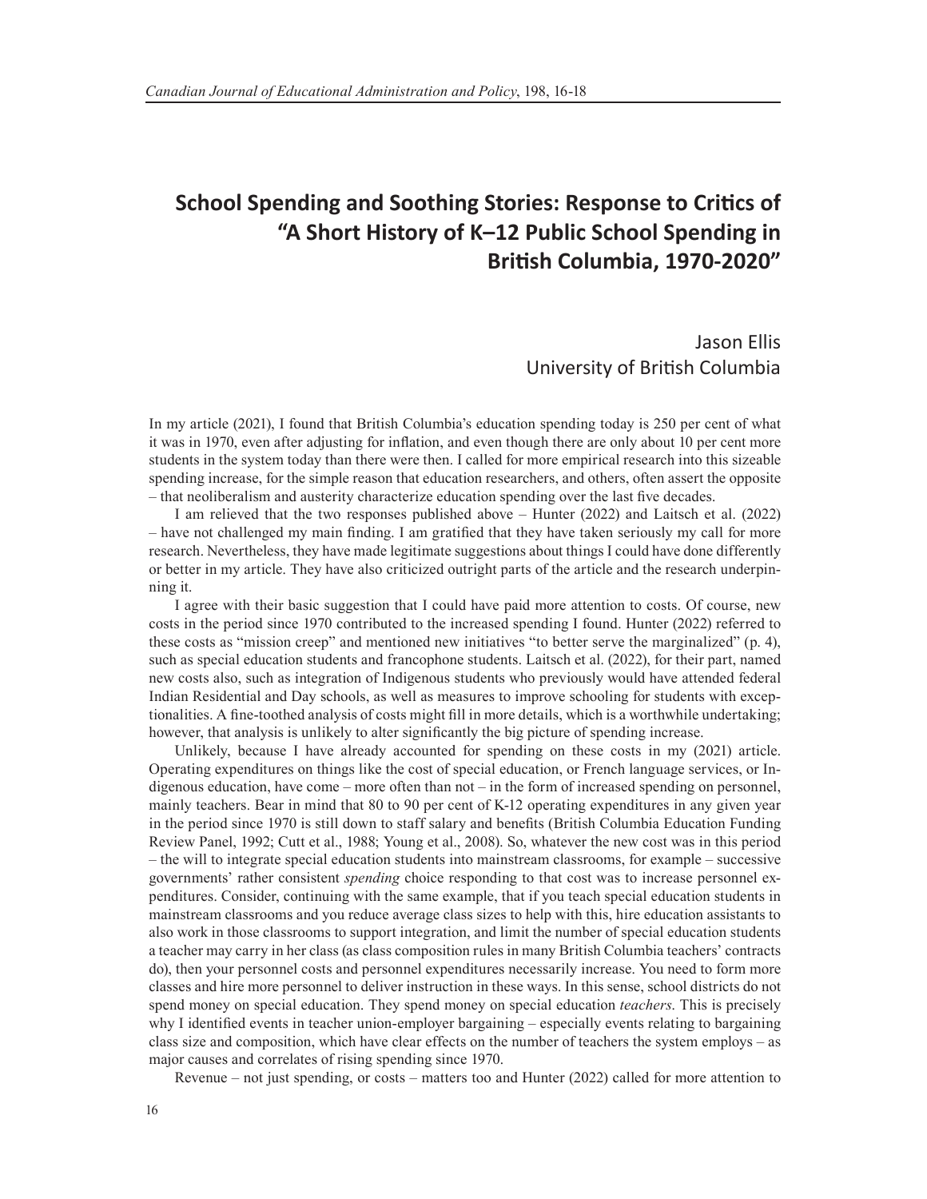# School Spending and Soothing Stories: Response to Critics of "A Short History of K–12 Public School Spending in British Columbia, 1970-2020"

Jason Ellis
University of British Columbia

In my article (2021), I found that British Columbia's education spending today is 250 per cent of what it was in 1970, even after adjusting for inflation, and even though there are only about 10 per cent more students in the system today than there were then. I called for more empirical research into this sizeable spending increase, for the simple reason that education researchers, and others, often assert the opposite – that neoliberalism and austerity characterize education spending over the last five decades.

I am relieved that the two responses published above – Hunter (2022) and Laitsch et al. (2022) – have not challenged my main finding. I am gratified that they have taken seriously my call for more research. Nevertheless, they have made legitimate suggestions about things I could have done differently or better in my article. They have also criticized outright parts of the article and the research underpinning it.

I agree with their basic suggestion that I could have paid more attention to costs. Of course, new costs in the period since 1970 contributed to the increased spending I found. Hunter (2022) referred to these costs as "mission creep" and mentioned new initiatives "to better serve the marginalized" (p. 4), such as special education students and francophone students. Laitsch et al. (2022), for their part, named new costs also, such as integration of Indigenous students who previously would have attended federal Indian Residential and Day schools, as well as measures to improve schooling for students with exceptionalities. A fine-toothed analysis of costs might fill in more details, which is a worthwhile undertaking; however, that analysis is unlikely to alter significantly the big picture of spending increase.

Unlikely, because I have already accounted for spending on these costs in my (2021) article. Operating expenditures on things like the cost of special education, or French language services, or Indigenous education, have come – more often than not – in the form of increased spending on personnel, mainly teachers. Bear in mind that 80 to 90 per cent of K-12 operating expenditures in any given year in the period since 1970 is still down to staff salary and benefits (British Columbia Education Funding Review Panel, 1992; Cutt et al., 1988; Young et al., 2008). So, whatever the new cost was in this period – the will to integrate special education students into mainstream classrooms, for example – successive governments' rather consistent *spending* choice responding to that cost was to increase personnel expenditures. Consider, continuing with the same example, that if you teach special education students in mainstream classrooms and you reduce average class sizes to help with this, hire education assistants to also work in those classrooms to support integration, and limit the number of special education students a teacher may carry in her class (as class composition rules in many British Columbia teachers' contracts do), then your personnel costs and personnel expenditures necessarily increase. You need to form more classes and hire more personnel to deliver instruction in these ways. In this sense, school districts do not spend money on special education. They spend money on special education *teachers*. This is precisely why I identified events in teacher union-employer bargaining – especially events relating to bargaining class size and composition, which have clear effects on the number of teachers the system employs – as major causes and correlates of rising spending since 1970.

Revenue – not just spending, or costs – matters too and Hunter (2022) called for more attention to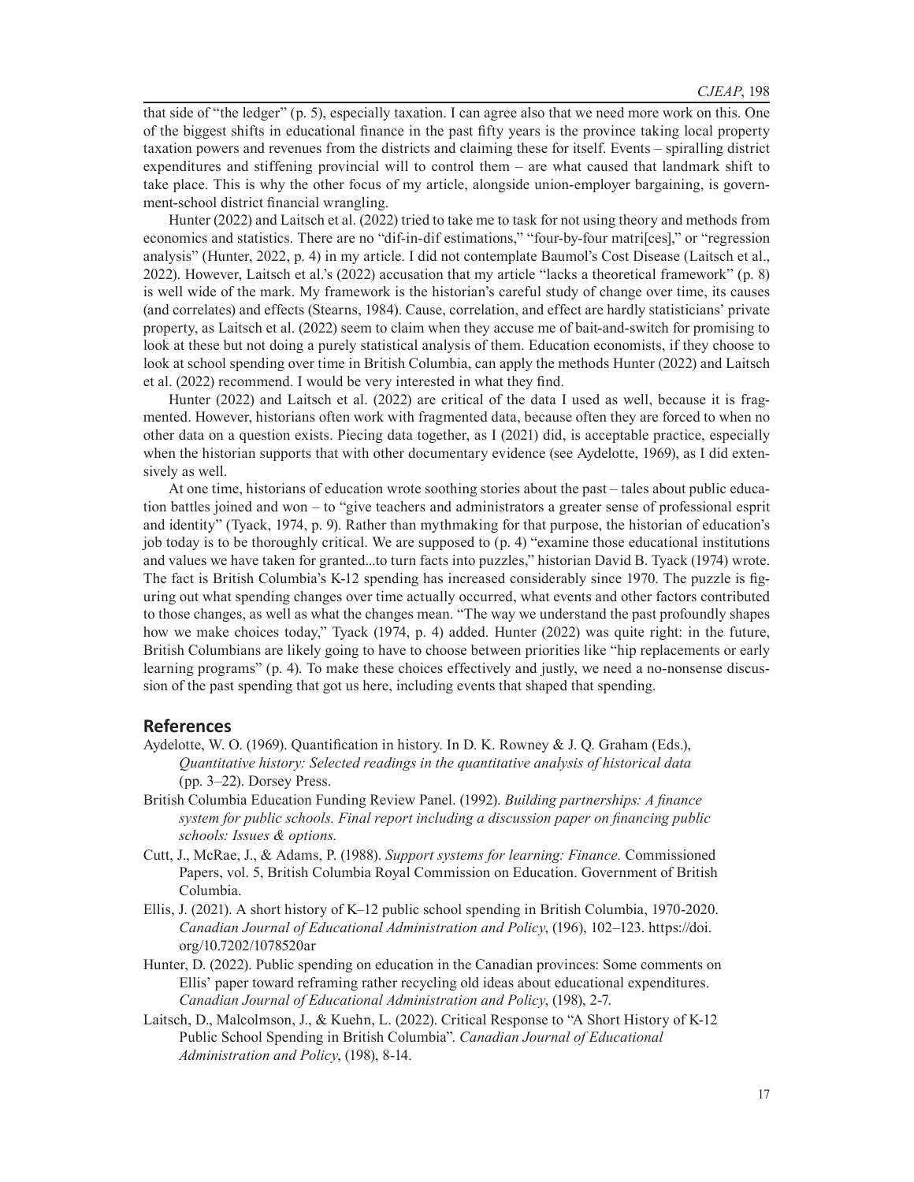that side of "the ledger" (p. 5), especially taxation. I can agree also that we need more work on this. One of the biggest shifts in educational finance in the past fifty years is the province taking local property taxation powers and revenues from the districts and claiming these for itself. Events – spiralling district expenditures and stiffening provincial will to control them – are what caused that landmark shift to take place. This is why the other focus of my article, alongside union-employer bargaining, is government-school district financial wrangling.

Hunter (2022) and Laitsch et al. (2022) tried to take me to task for not using theory and methods from economics and statistics. There are no "dif-in-dif estimations," "four-by-four matri[ces]," or "regression analysis" (Hunter, 2022, p. 4) in my article. I did not contemplate Baumol's Cost Disease (Laitsch et al., 2022). However, Laitsch et al.'s (2022) accusation that my article "lacks a theoretical framework" (p. 8) is well wide of the mark. My framework is the historian's careful study of change over time, its causes (and correlates) and effects (Stearns, 1984). Cause, correlation, and effect are hardly statisticians' private property, as Laitsch et al. (2022) seem to claim when they accuse me of bait-and-switch for promising to look at these but not doing a purely statistical analysis of them. Education economists, if they choose to look at school spending over time in British Columbia, can apply the methods Hunter (2022) and Laitsch et al. (2022) recommend. I would be very interested in what they find.

Hunter (2022) and Laitsch et al. (2022) are critical of the data I used as well, because it is fragmented. However, historians often work with fragmented data, because often they are forced to when no other data on a question exists. Piecing data together, as I (2021) did, is acceptable practice, especially when the historian supports that with other documentary evidence (see Aydelotte, 1969), as I did extensively as well.

At one time, historians of education wrote soothing stories about the past – tales about public education battles joined and won – to "give teachers and administrators a greater sense of professional esprit and identity" (Tyack, 1974, p. 9). Rather than mythmaking for that purpose, the historian of education's job today is to be thoroughly critical. We are supposed to (p. 4) "examine those educational institutions and values we have taken for granted...to turn facts into puzzles," historian David B. Tyack (1974) wrote. The fact is British Columbia's K-12 spending has increased considerably since 1970. The puzzle is figuring out what spending changes over time actually occurred, what events and other factors contributed to those changes, as well as what the changes mean. "The way we understand the past profoundly shapes how we make choices today," Tyack (1974, p. 4) added. Hunter (2022) was quite right: in the future, British Columbians are likely going to have to choose between priorities like "hip replacements or early learning programs" (p. 4). To make these choices effectively and justly, we need a no-nonsense discussion of the past spending that got us here, including events that shaped that spending.

## References

Aydelotte, W. O. (1969). Quantification in history. In D. K. Rowney & J. Q. Graham (Eds.), *Quantitative history: Selected readings in the quantitative analysis of historical data* (pp. 3–22). Dorsey Press.

British Columbia Education Funding Review Panel. (1992). *Building partnerships: A finance system for public schools. Final report including a discussion paper on financing public schools: Issues & options.*

Cutt, J., McRae, J., & Adams, P. (1988). *Support systems for learning: Finance.* Commissioned Papers, vol. 5, British Columbia Royal Commission on Education. Government of British Columbia.

Ellis, J. (2021). A short history of K–12 public school spending in British Columbia, 1970-2020. *Canadian Journal of Educational Administration and Policy*, (196), 102–123. https://doi.org/10.7202/1078520ar

Hunter, D. (2022). Public spending on education in the Canadian provinces: Some comments on Ellis' paper toward reframing rather recycling old ideas about educational expenditures. *Canadian Journal of Educational Administration and Policy*, (198), 2-7.

Laitsch, D., Malcolmson, J., & Kuehn, L. (2022). Critical Response to "A Short History of K-12 Public School Spending in British Columbia". *Canadian Journal of Educational Administration and Policy*, (198), 8-14.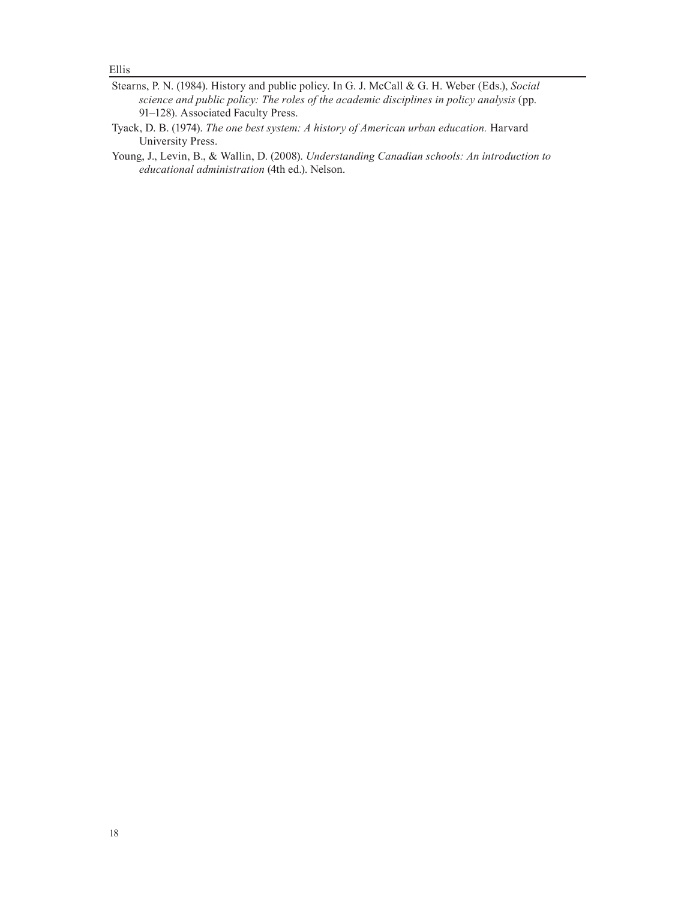Stearns, P. N. (1984). History and public policy. In G. J. McCall & G. H. Weber (Eds.), *Social science and public policy: The roles of the academic disciplines in policy analysis* (pp. 91–128). Associated Faculty Press.

Tyack, D. B. (1974). *The one best system: A history of American urban education.* Harvard University Press.

Young, J., Levin, B., & Wallin, D. (2008). *Understanding Canadian schools: An introduction to educational administration* (4th ed.). Nelson.